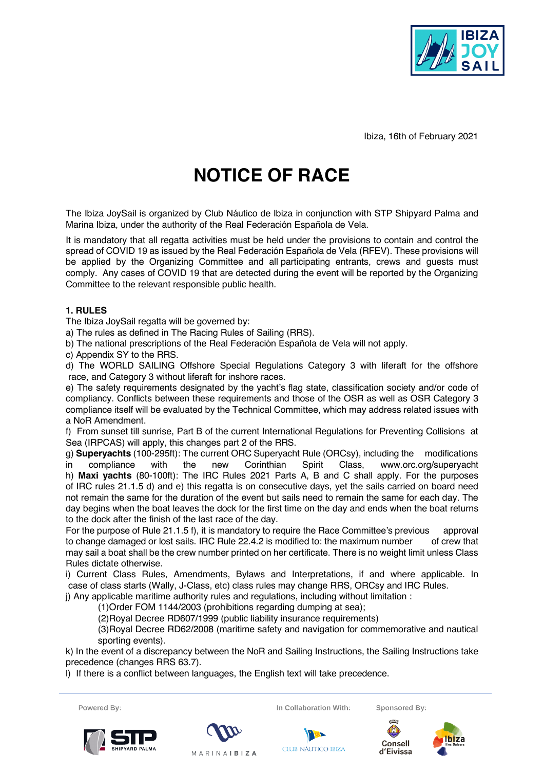Ibiza, 16th of February 2021

# NOTICE OF RACE

The Ibiza JoySail is organized by Club Náutico de Ibiza in conjunction with STP Shipyard Palma and Marina Ibiza, under the authority of the Real Federación Española de Vela.

It is mandatory that all regatta activities must be held under the provisions to contain and control the spread of COVID 19 as issued by the Real Federación Española de Vela (RFEV). These provisions will be applied by the Organizing Committee and all participating entrants, crews and guests must comply. Any cases of COVID 19 that are detected during the event will be reported by the Organizing Committee to the relevant responsible public health.

## 1. RULES

The Ibiza JoySail regatta will be governed by:

a) The rules as defined in The Racing Rules of Sailing (RRS).

b) The national prescriptions of the Real Federación Española de Vela will not apply.

c) Appendix SY to the RRS.

d) The WORLD SAILING Offshore Special Regulations Category 3 with liferaft for the offshore race, and Category 3 without liferaft for inshore races.

e) The safety requirements designated by the yacht's flag state, classification society and/or code of compliancy. Conflicts between these requirements and those of the OSR as well as OSR Category 3 compliance itself will be evaluated by the Technical Committee, which may address related issues with a NoR Amendment.

f) From sunset till sunrise, Part B of the current International Regulations for Preventing Collisions at Sea (IRPCAS) will apply, this changes part 2 of the RRS.

g) **Superyachts** (100-295ft): The current ORC Superyacht Rule (ORCsy), including the modifications in compliance with the new Corinthian Spirit Class, www.orc.org/superyacht

h) **Maxi yachts** (80-100ft): The IRC Rules 2021 Parts A, B and C shall apply. For the purposes of IRC rules 21.1.5 d) and e) this regatta is on consecutive days, yet the sails carried on board need not remain the same for the duration of the event but sails need to remain the same for each day. The day begins when the boat leaves the dock for the first time on the day and ends when the boat returns to the dock after the finish of the last race of the day.
For the purpose of Rule 21.1.5 f), it is mandatory to require the Race Committee's previous approval to change damaged or lost sails. IRC Rule 22.4.2 is modified to: the maximum number of crew that may sail a boat shall be the crew number printed on her certificate. There is no weight limit unless Class Rules dictate otherwise.

i) Current Class Rules, Amendments, Bylaws and Interpretations, if and where applicable. In case of class starts (Wally, J-Class, etc) class rules may change RRS, ORCsy and IRC Rules.

j) Any applicable maritime authority rules and regulations, including without limitation :

(1)Order FOM 1144/2003 (prohibitions regarding dumping at sea);
(2)Royal Decree RD607/1999 (public liability insurance requirements)
(3)Royal Decree RD62/2008 (maritime safety and navigation for commemorative and nautical sporting events).

k) In the event of a discrepancy between the NoR and Sailing Instructions, the Sailing Instructions take precedence (changes RRS 63.7).

l) If there is a conflict between languages, the English text will take precedence.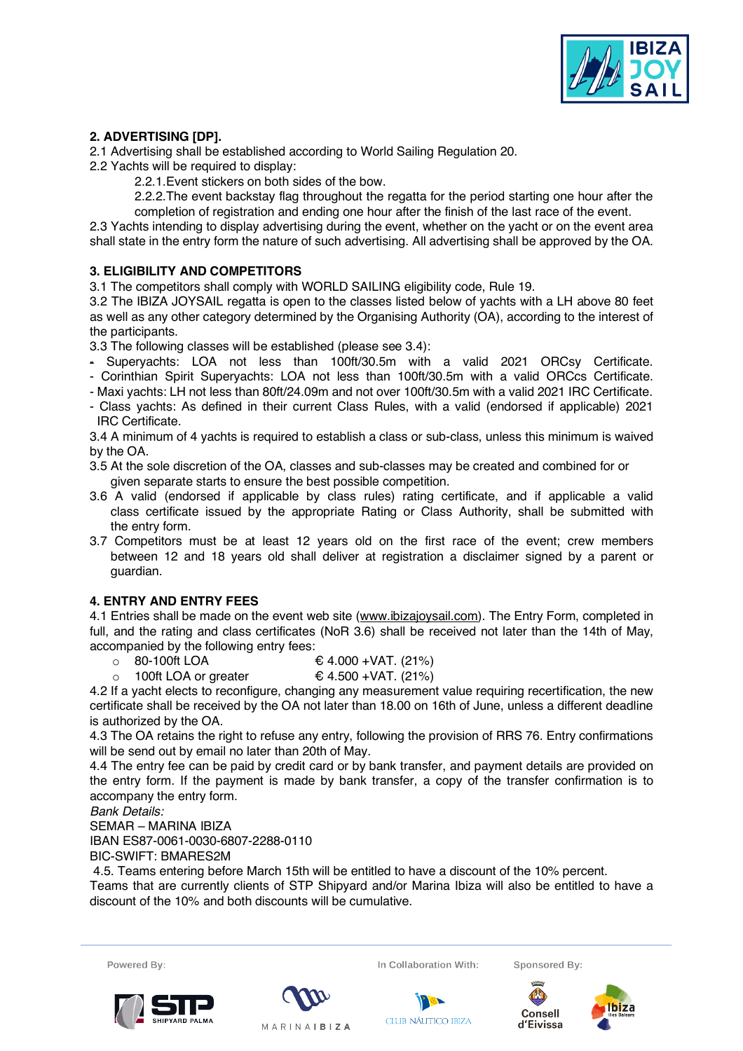## 2. ADVERTISING [DP].

2.1 Advertising shall be established according to World Sailing Regulation 20.

2.2 Yachts will be required to display:

2.2.1.Event stickers on both sides of the bow.

2.2.2.The event backstay flag throughout the regatta for the period starting one hour after the completion of registration and ending one hour after the finish of the last race of the event.

2.3 Yachts intending to display advertising during the event, whether on the yacht or on the event area shall state in the entry form the nature of such advertising. All advertising shall be approved by the OA.

## 3. ELIGIBILITY AND COMPETITORS

3.1 The competitors shall comply with WORLD SAILING eligibility code, Rule 19.

3.2 The IBIZA JOYSAIL regatta is open to the classes listed below of yachts with a LH above 80 feet as well as any other category determined by the Organising Authority (OA), according to the interest of the participants.

3.3 The following classes will be established (please see 3.4):

- Superyachts: LOA not less than 100ft/30.5m with a valid 2021 ORCsy Certificate.
- Corinthian Spirit Superyachts: LOA not less than 100ft/30.5m with a valid ORCcs Certificate.
- Maxi yachts: LH not less than 80ft/24.09m and not over 100ft/30.5m with a valid 2021 IRC Certificate.
- Class yachts: As defined in their current Class Rules, with a valid (endorsed if applicable) 2021 IRC Certificate.

3.4 A minimum of 4 yachts is required to establish a class or sub-class, unless this minimum is waived by the OA.

3.5 At the sole discretion of the OA, classes and sub-classes may be created and combined for or given separate starts to ensure the best possible competition.

3.6 A valid (endorsed if applicable by class rules) rating certificate, and if applicable a valid class certificate issued by the appropriate Rating or Class Authority, shall be submitted with the entry form.

3.7 Competitors must be at least 12 years old on the first race of the event; crew members between 12 and 18 years old shall deliver at registration a disclaimer signed by a parent or guardian.

## 4. ENTRY AND ENTRY FEES

4.1 Entries shall be made on the event web site (www.ibizajoysail.com). The Entry Form, completed in full, and the rating and class certificates (NoR 3.6) shall be received not later than the 14th of May, accompanied by the following entry fees:

- 80-100ft LOA € 4.000 +VAT. (21%)
- 100ft LOA or greater € 4.500 +VAT. (21%)

4.2 If a yacht elects to reconfigure, changing any measurement value requiring recertification, the new certificate shall be received by the OA not later than 18.00 on 16th of June, unless a different deadline is authorized by the OA.

4.3 The OA retains the right to refuse any entry, following the provision of RRS 76. Entry confirmations will be send out by email no later than 20th of May.

4.4 The entry fee can be paid by credit card or by bank transfer, and payment details are provided on the entry form. If the payment is made by bank transfer, a copy of the transfer confirmation is to accompany the entry form.

*Bank Details:*

SEMAR – MARINA IBIZA

IBAN ES87-0061-0030-6807-2288-0110

BIC-SWIFT: BMARES2M

4.5. Teams entering before March 15th will be entitled to have a discount of the 10% percent. Teams that are currently clients of STP Shipyard and/or Marina Ibiza will also be entitled to have a discount of the 10% and both discounts will be cumulative.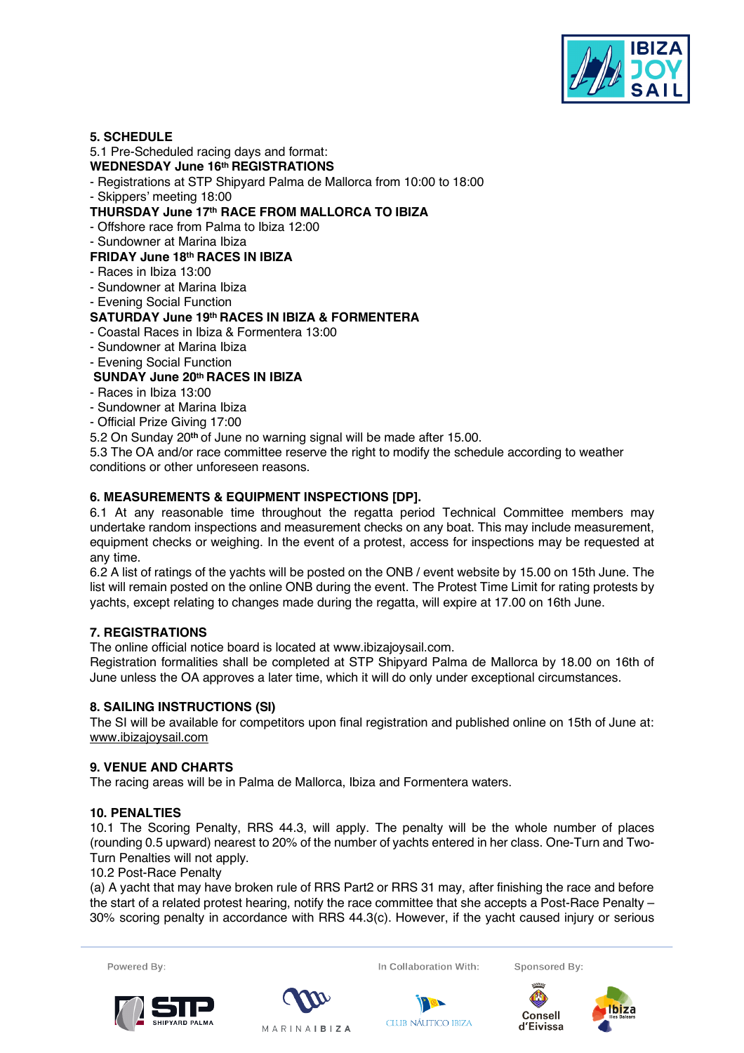## 5. SCHEDULE

5.1 Pre-Scheduled racing days and format:

**WEDNESDAY June 16th REGISTRATIONS**

- Registrations at STP Shipyard Palma de Mallorca from 10:00 to 18:00
- Skippers' meeting 18:00

**THURSDAY June 17th RACE FROM MALLORCA TO IBIZA**

- Offshore race from Palma to Ibiza 12:00
- Sundowner at Marina Ibiza

**FRIDAY June 18th RACES IN IBIZA**

- Races in Ibiza 13:00
- Sundowner at Marina Ibiza
- Evening Social Function

**SATURDAY June 19th RACES IN IBIZA & FORMENTERA**

- Coastal Races in Ibiza & Formentera 13:00
- Sundowner at Marina Ibiza
- Evening Social Function

**SUNDAY June 20th RACES IN IBIZA**

- Races in Ibiza 13:00
- Sundowner at Marina Ibiza
- Official Prize Giving 17:00

5.2 On Sunday 20th of June no warning signal will be made after 15.00.

5.3 The OA and/or race committee reserve the right to modify the schedule according to weather conditions or other unforeseen reasons.

## 6. MEASUREMENTS & EQUIPMENT INSPECTIONS [DP].

6.1 At any reasonable time throughout the regatta period Technical Committee members may undertake random inspections and measurement checks on any boat. This may include measurement, equipment checks or weighing. In the event of a protest, access for inspections may be requested at any time.

6.2 A list of ratings of the yachts will be posted on the ONB / event website by 15.00 on 15th June. The list will remain posted on the online ONB during the event. The Protest Time Limit for rating protests by yachts, except relating to changes made during the regatta, will expire at 17.00 on 16th June.

## 7. REGISTRATIONS

The online official notice board is located at www.ibizajoysail.com.

Registration formalities shall be completed at STP Shipyard Palma de Mallorca by 18.00 on 16th of June unless the OA approves a later time, which it will do only under exceptional circumstances.

## 8. SAILING INSTRUCTIONS (SI)

The SI will be available for competitors upon final registration and published online on 15th of June at: www.ibizajoysail.com

## 9. VENUE AND CHARTS

The racing areas will be in Palma de Mallorca, Ibiza and Formentera waters.

## 10. PENALTIES

10.1 The Scoring Penalty, RRS 44.3, will apply. The penalty will be the whole number of places (rounding 0.5 upward) nearest to 20% of the number of yachts entered in her class. One-Turn and Two-Turn Penalties will not apply.

10.2 Post-Race Penalty

(a) A yacht that may have broken rule of RRS Part2 or RRS 31 may, after finishing the race and before the start of a related protest hearing, notify the race committee that she accepts a Post-Race Penalty – 30% scoring penalty in accordance with RRS 44.3(c). However, if the yacht caused injury or serious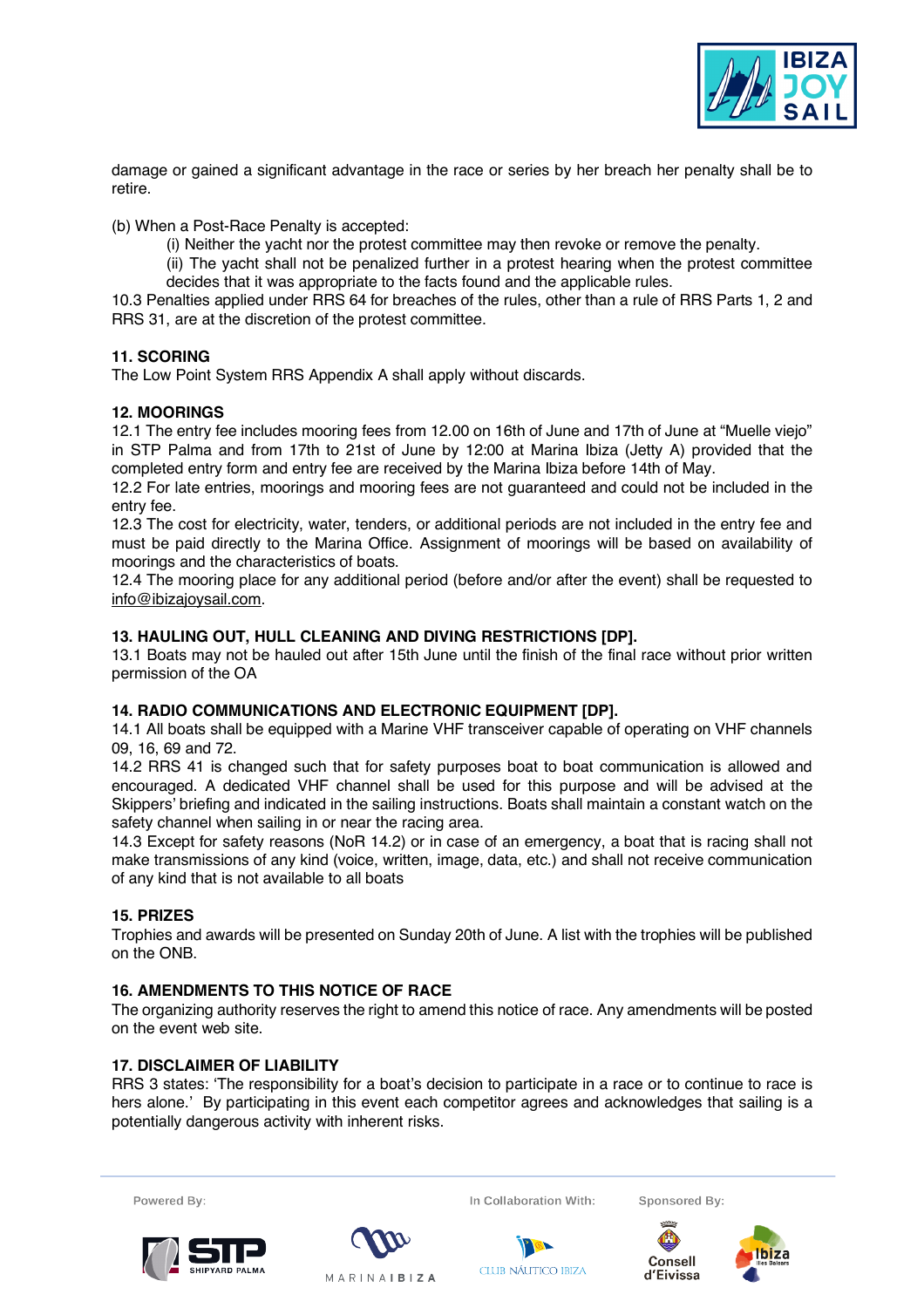damage or gained a significant advantage in the race or series by her breach her penalty shall be to retire.

(b) When a Post-Race Penalty is accepted:

(i) Neither the yacht nor the protest committee may then revoke or remove the penalty.

(ii) The yacht shall not be penalized further in a protest hearing when the protest committee decides that it was appropriate to the facts found and the applicable rules.

10.3 Penalties applied under RRS 64 for breaches of the rules, other than a rule of RRS Parts 1, 2 and RRS 31, are at the discretion of the protest committee.

**11. SCORING**

The Low Point System RRS Appendix A shall apply without discards.

**12. MOORINGS**

12.1 The entry fee includes mooring fees from 12.00 on 16th of June and 17th of June at "Muelle viejo" in STP Palma and from 17th to 21st of June by 12:00 at Marina Ibiza (Jetty A) provided that the completed entry form and entry fee are received by the Marina Ibiza before 14th of May.

12.2 For late entries, moorings and mooring fees are not guaranteed and could not be included in the entry fee.

12.3 The cost for electricity, water, tenders, or additional periods are not included in the entry fee and must be paid directly to the Marina Office. Assignment of moorings will be based on availability of moorings and the characteristics of boats.

12.4 The mooring place for any additional period (before and/or after the event) shall be requested to info@ibizajoysail.com.

**13. HAULING OUT, HULL CLEANING AND DIVING RESTRICTIONS [DP].**

13.1 Boats may not be hauled out after 15th June until the finish of the final race without prior written permission of the OA

**14. RADIO COMMUNICATIONS AND ELECTRONIC EQUIPMENT [DP].**

14.1 All boats shall be equipped with a Marine VHF transceiver capable of operating on VHF channels 09, 16, 69 and 72.

14.2 RRS 41 is changed such that for safety purposes boat to boat communication is allowed and encouraged. A dedicated VHF channel shall be used for this purpose and will be advised at the Skippers' briefing and indicated in the sailing instructions. Boats shall maintain a constant watch on the safety channel when sailing in or near the racing area.

14.3 Except for safety reasons (NoR 14.2) or in case of an emergency, a boat that is racing shall not make transmissions of any kind (voice, written, image, data, etc.) and shall not receive communication of any kind that is not available to all boats

**15. PRIZES**

Trophies and awards will be presented on Sunday 20th of June. A list with the trophies will be published on the ONB.

**16. AMENDMENTS TO THIS NOTICE OF RACE**

The organizing authority reserves the right to amend this notice of race. Any amendments will be posted on the event web site.

**17. DISCLAIMER OF LIABILITY**

RRS 3 states: 'The responsibility for a boat's decision to participate in a race or to continue to race is hers alone.' By participating in this event each competitor agrees and acknowledges that sailing is a potentially dangerous activity with inherent risks.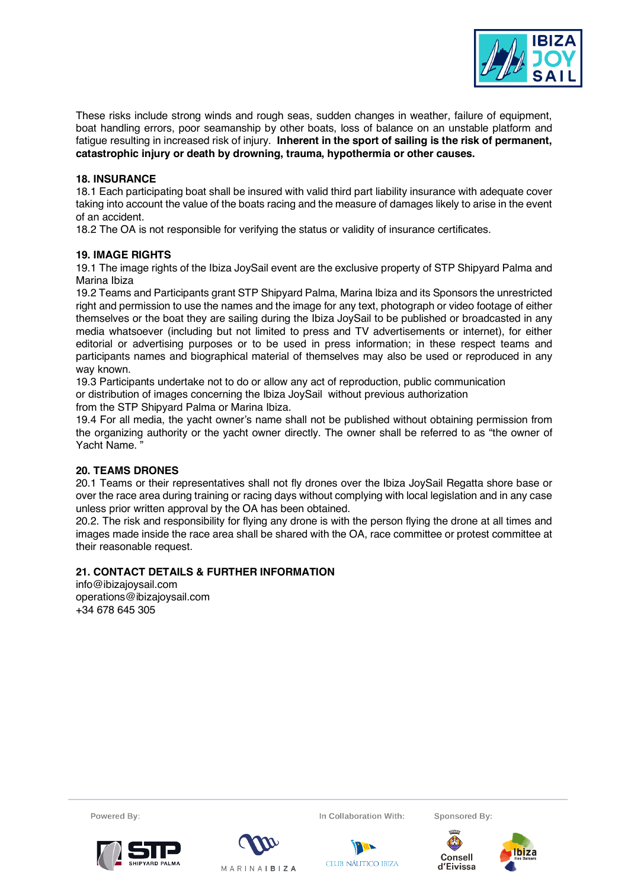These risks include strong winds and rough seas, sudden changes in weather, failure of equipment, boat handling errors, poor seamanship by other boats, loss of balance on an unstable platform and fatigue resulting in increased risk of injury. **Inherent in the sport of sailing is the risk of permanent, catastrophic injury or death by drowning, trauma, hypothermia or other causes.**

## 18. INSURANCE

18.1 Each participating boat shall be insured with valid third part liability insurance with adequate cover taking into account the value of the boats racing and the measure of damages likely to arise in the event of an accident.
18.2 The OA is not responsible for verifying the status or validity of insurance certificates.

## 19. IMAGE RIGHTS

19.1 The image rights of the Ibiza JoySail event are the exclusive property of STP Shipyard Palma and Marina Ibiza
19.2 Teams and Participants grant STP Shipyard Palma, Marina Ibiza and its Sponsors the unrestricted right and permission to use the names and the image for any text, photograph or video footage of either themselves or the boat they are sailing during the Ibiza JoySail to be published or broadcasted in any media whatsoever (including but not limited to press and TV advertisements or internet), for either editorial or advertising purposes or to be used in press information; in these respect teams and participants names and biographical material of themselves may also be used or reproduced in any way known.
19.3 Participants undertake not to do or allow any act of reproduction, public communication or distribution of images concerning the Ibiza JoySail without previous authorization from the STP Shipyard Palma or Marina Ibiza.
19.4 For all media, the yacht owner's name shall not be published without obtaining permission from the organizing authority or the yacht owner directly. The owner shall be referred to as "the owner of Yacht Name. "

## 20. TEAMS DRONES

20.1 Teams or their representatives shall not fly drones over the Ibiza JoySail Regatta shore base or over the race area during training or racing days without complying with local legislation and in any case unless prior written approval by the OA has been obtained.
20.2. The risk and responsibility for flying any drone is with the person flying the drone at all times and images made inside the race area shall be shared with the OA, race committee or protest committee at their reasonable request.

## 21. CONTACT DETAILS & FURTHER INFORMATION

info@ibizajoysail.com
operations@ibizajoysail.com
+34 678 645 305